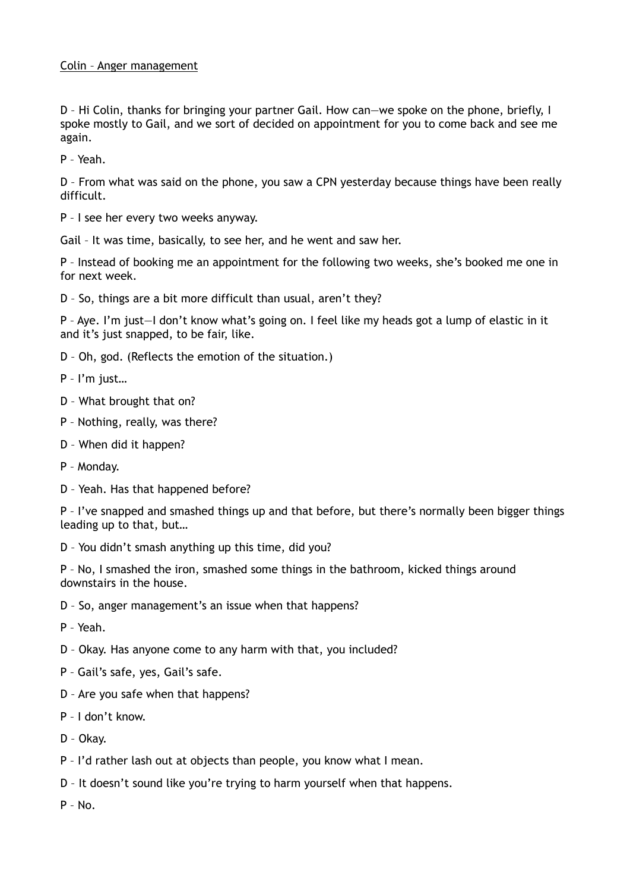<u>Colin – Anger management</u>

D – Hi Colin, thanks for bringing your partner Gail. How can—we spoke on the phone, briefly, I spoke mostly to Gail, and we sort of decided on appointment for you to come back and see me again.

P – Yeah.

D – From what was said on the phone, you saw a CPN yesterday because things have been really difficult.

P – I see her every two weeks anyway.

Gail – It was time, basically, to see her, and he went and saw her.

P – Instead of booking me an appointment for the following two weeks, she's booked me one in for next week.

D – So, things are a bit more difficult than usual, aren't they?

P – Aye. I'm just—I don't know what's going on. I feel like my heads got a lump of elastic in it and it's just snapped, to be fair, like.

D – Oh, god. (Reflects the emotion of the situation.)

P – I'm just…

D – What brought that on?

P – Nothing, really, was there?

D – When did it happen?

P – Monday.

D – Yeah. Has that happened before?

P – I've snapped and smashed things up and that before, but there's normally been bigger things leading up to that, but…

D – You didn't smash anything up this time, did you?

P – No, I smashed the iron, smashed some things in the bathroom, kicked things around downstairs in the house.

D – So, anger management's an issue when that happens?

P – Yeah.

D – Okay. Has anyone come to any harm with that, you included?

P – Gail's safe, yes, Gail's safe.

D – Are you safe when that happens?

P – I don't know.

D – Okay.

P – I'd rather lash out at objects than people, you know what I mean.

D – It doesn't sound like you're trying to harm yourself when that happens.

P – No.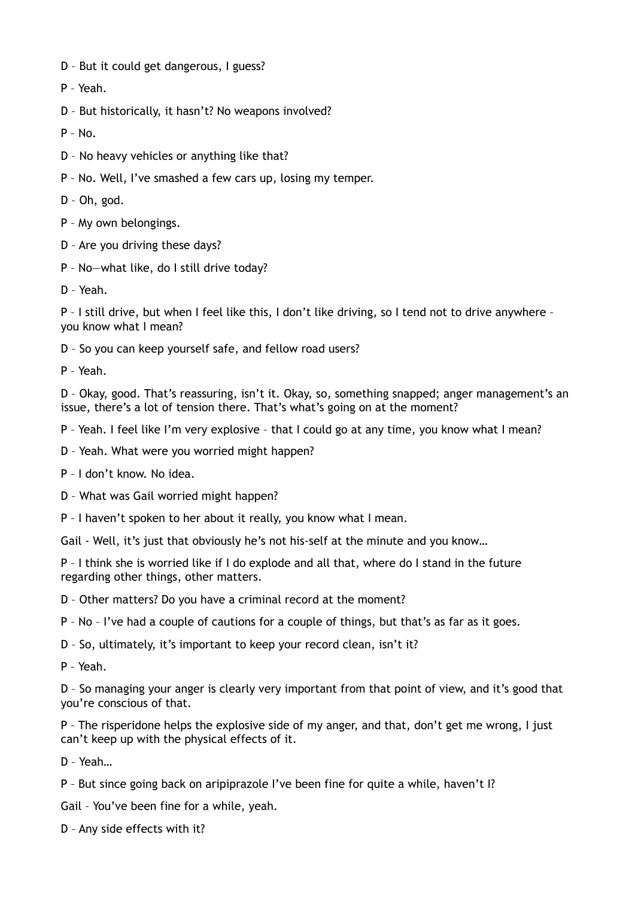D – But it could get dangerous, I guess?

P – Yeah.

D – But historically, it hasn't? No weapons involved?

P – No.

D – No heavy vehicles or anything like that?

P – No. Well, I've smashed a few cars up, losing my temper.

D – Oh, god.

P – My own belongings.

D – Are you driving these days?

P – No—what like, do I still drive today?

D – Yeah.

P – I still drive, but when I feel like this, I don't like driving, so I tend not to drive anywhere – you know what I mean?

D – So you can keep yourself safe, and fellow road users?

P – Yeah.

D – Okay, good. That's reassuring, isn't it. Okay, so, something snapped; anger management's an issue, there's a lot of tension there. That's what's going on at the moment?

P – Yeah. I feel like I'm very explosive – that I could go at any time, you know what I mean?

D – Yeah. What were you worried might happen?

P – I don't know. No idea.

D – What was Gail worried might happen?

P – I haven't spoken to her about it really, you know what I mean.

Gail - Well, it's just that obviously he's not his-self at the minute and you know…

P – I think she is worried like if I do explode and all that, where do I stand in the future regarding other things, other matters.

D – Other matters? Do you have a criminal record at the moment?

P – No – I've had a couple of cautions for a couple of things, but that's as far as it goes.

D – So, ultimately, it's important to keep your record clean, isn't it?

P – Yeah.

D – So managing your anger is clearly very important from that point of view, and it's good that you're conscious of that.

P – The risperidone helps the explosive side of my anger, and that, don't get me wrong, I just can't keep up with the physical effects of it.

D – Yeah…

P – But since going back on aripiprazole I've been fine for quite a while, haven't I?

Gail – You've been fine for a while, yeah.

D – Any side effects with it?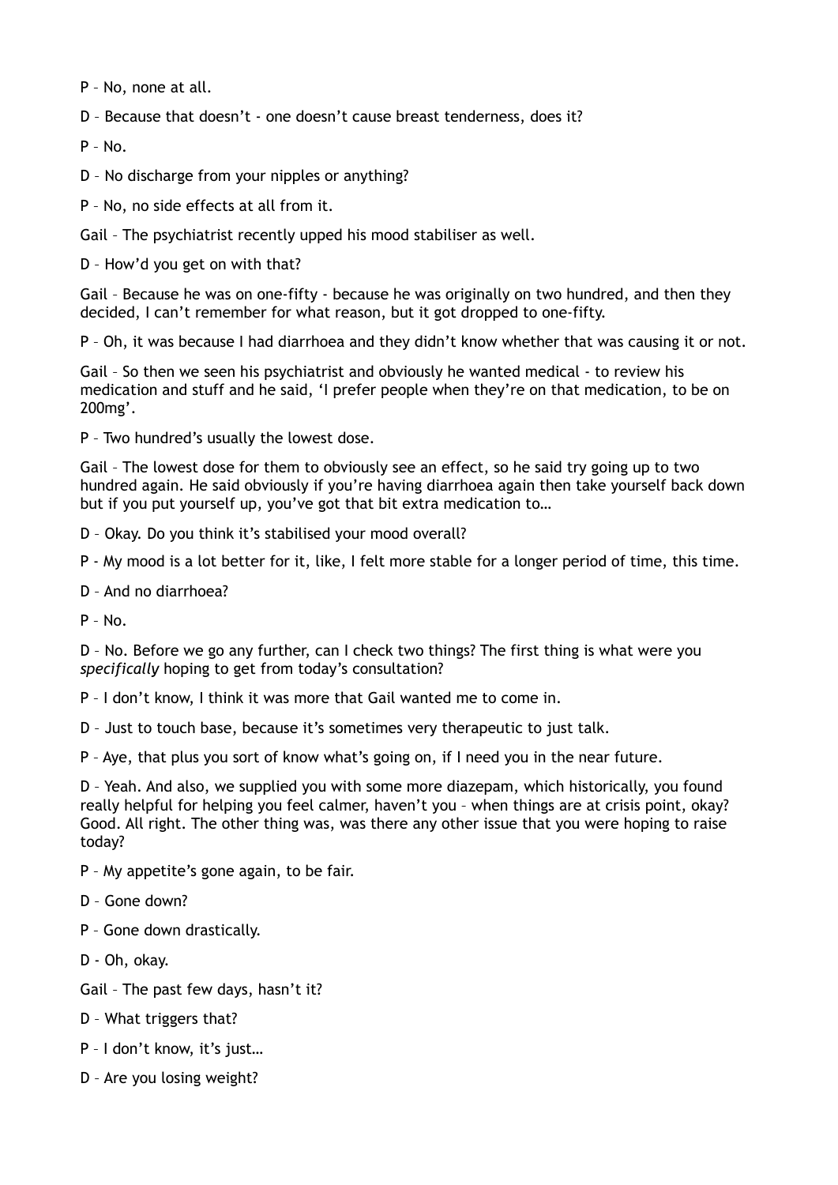P – No, none at all.

D – Because that doesn't - one doesn't cause breast tenderness, does it?

P – No.

D – No discharge from your nipples or anything?

P – No, no side effects at all from it.

Gail – The psychiatrist recently upped his mood stabiliser as well.

D – How'd you get on with that?

Gail – Because he was on one-fifty - because he was originally on two hundred, and then they decided, I can't remember for what reason, but it got dropped to one-fifty.

P – Oh, it was because I had diarrhoea and they didn't know whether that was causing it or not.

Gail – So then we seen his psychiatrist and obviously he wanted medical - to review his medication and stuff and he said, 'I prefer people when they're on that medication, to be on 200mg'.

P – Two hundred's usually the lowest dose.

Gail – The lowest dose for them to obviously see an effect, so he said try going up to two hundred again. He said obviously if you're having diarrhoea again then take yourself back down but if you put yourself up, you've got that bit extra medication to…

D – Okay. Do you think it's stabilised your mood overall?

P - My mood is a lot better for it, like, I felt more stable for a longer period of time, this time.

D – And no diarrhoea?

P – No.

D – No. Before we go any further, can I check two things? The first thing is what were you *specifically* hoping to get from today's consultation?

P – I don't know, I think it was more that Gail wanted me to come in.

D – Just to touch base, because it's sometimes very therapeutic to just talk.

P – Aye, that plus you sort of know what's going on, if I need you in the near future.

D – Yeah. And also, we supplied you with some more diazepam, which historically, you found really helpful for helping you feel calmer, haven't you – when things are at crisis point, okay? Good. All right. The other thing was, was there any other issue that you were hoping to raise today?

P – My appetite's gone again, to be fair.

D – Gone down?

P – Gone down drastically.

D - Oh, okay.

Gail – The past few days, hasn't it?

D – What triggers that?

P – I don't know, it's just…

D – Are you losing weight?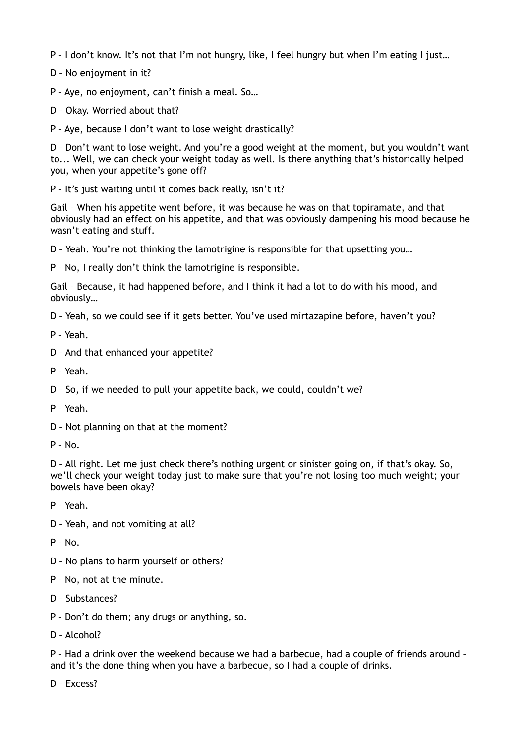P – I don't know. It's not that I'm not hungry, like, I feel hungry but when I'm eating I just…

D – No enjoyment in it?

P – Aye, no enjoyment, can't finish a meal. So…

D – Okay. Worried about that?

P – Aye, because I don't want to lose weight drastically?

D – Don't want to lose weight. And you're a good weight at the moment, but you wouldn't want to... Well, we can check your weight today as well. Is there anything that's historically helped you, when your appetite's gone off?

P – It's just waiting until it comes back really, isn't it?

Gail – When his appetite went before, it was because he was on that topiramate, and that obviously had an effect on his appetite, and that was obviously dampening his mood because he wasn't eating and stuff.

D – Yeah. You're not thinking the lamotrigine is responsible for that upsetting you…

P – No, I really don't think the lamotrigine is responsible.

Gail – Because, it had happened before, and I think it had a lot to do with his mood, and obviously…

D – Yeah, so we could see if it gets better. You've used mirtazapine before, haven't you?

P – Yeah.

D – And that enhanced your appetite?

P – Yeah.

D – So, if we needed to pull your appetite back, we could, couldn't we?

P – Yeah.

D – Not planning on that at the moment?

P – No.

D – All right. Let me just check there's nothing urgent or sinister going on, if that's okay. So, we'll check your weight today just to make sure that you're not losing too much weight; your bowels have been okay?

P – Yeah.

D – Yeah, and not vomiting at all?

P – No.

D – No plans to harm yourself or others?

P – No, not at the minute.

D – Substances?

P – Don't do them; any drugs or anything, so.

D – Alcohol?

P – Had a drink over the weekend because we had a barbecue, had a couple of friends around – and it's the done thing when you have a barbecue, so I had a couple of drinks.

D – Excess?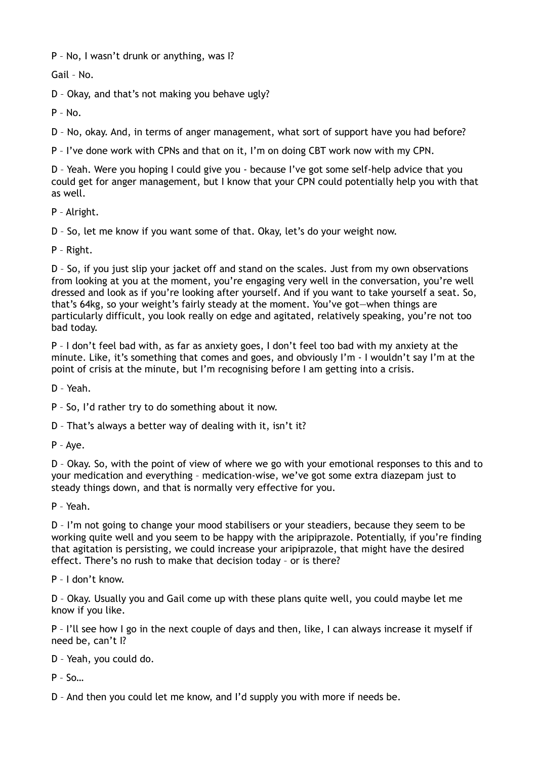P – No, I wasn't drunk or anything, was I?

Gail – No.

D – Okay, and that's not making you behave ugly?

P – No.

D – No, okay. And, in terms of anger management, what sort of support have you had before?

P – I've done work with CPNs and that on it, I'm on doing CBT work now with my CPN.

D – Yeah. Were you hoping I could give you - because I've got some self-help advice that you could get for anger management, but I know that your CPN could potentially help you with that as well.

P – Alright.

D – So, let me know if you want some of that. Okay, let's do your weight now.

P – Right.

D – So, if you just slip your jacket off and stand on the scales. Just from my own observations from looking at you at the moment, you're engaging very well in the conversation, you're well dressed and look as if you're looking after yourself. And if you want to take yourself a seat. So, that's 64kg, so your weight's fairly steady at the moment. You've got—when things are particularly difficult, you look really on edge and agitated, relatively speaking, you're not too bad today.

P – I don't feel bad with, as far as anxiety goes, I don't feel too bad with my anxiety at the minute. Like, it's something that comes and goes, and obviously I'm - I wouldn't say I'm at the point of crisis at the minute, but I'm recognising before I am getting into a crisis.

D – Yeah.

P – So, I'd rather try to do something about it now.

D – That's always a better way of dealing with it, isn't it?

P – Aye.

D – Okay. So, with the point of view of where we go with your emotional responses to this and to your medication and everything – medication-wise, we've got some extra diazepam just to steady things down, and that is normally very effective for you.

P – Yeah.

D – I'm not going to change your mood stabilisers or your steadiers, because they seem to be working quite well and you seem to be happy with the aripiprazole. Potentially, if you're finding that agitation is persisting, we could increase your aripiprazole, that might have the desired effect. There's no rush to make that decision today – or is there?

P – I don't know.

D – Okay. Usually you and Gail come up with these plans quite well, you could maybe let me know if you like.

P – I'll see how I go in the next couple of days and then, like, I can always increase it myself if need be, can't I?

D – Yeah, you could do.

P – So…

D – And then you could let me know, and I'd supply you with more if needs be.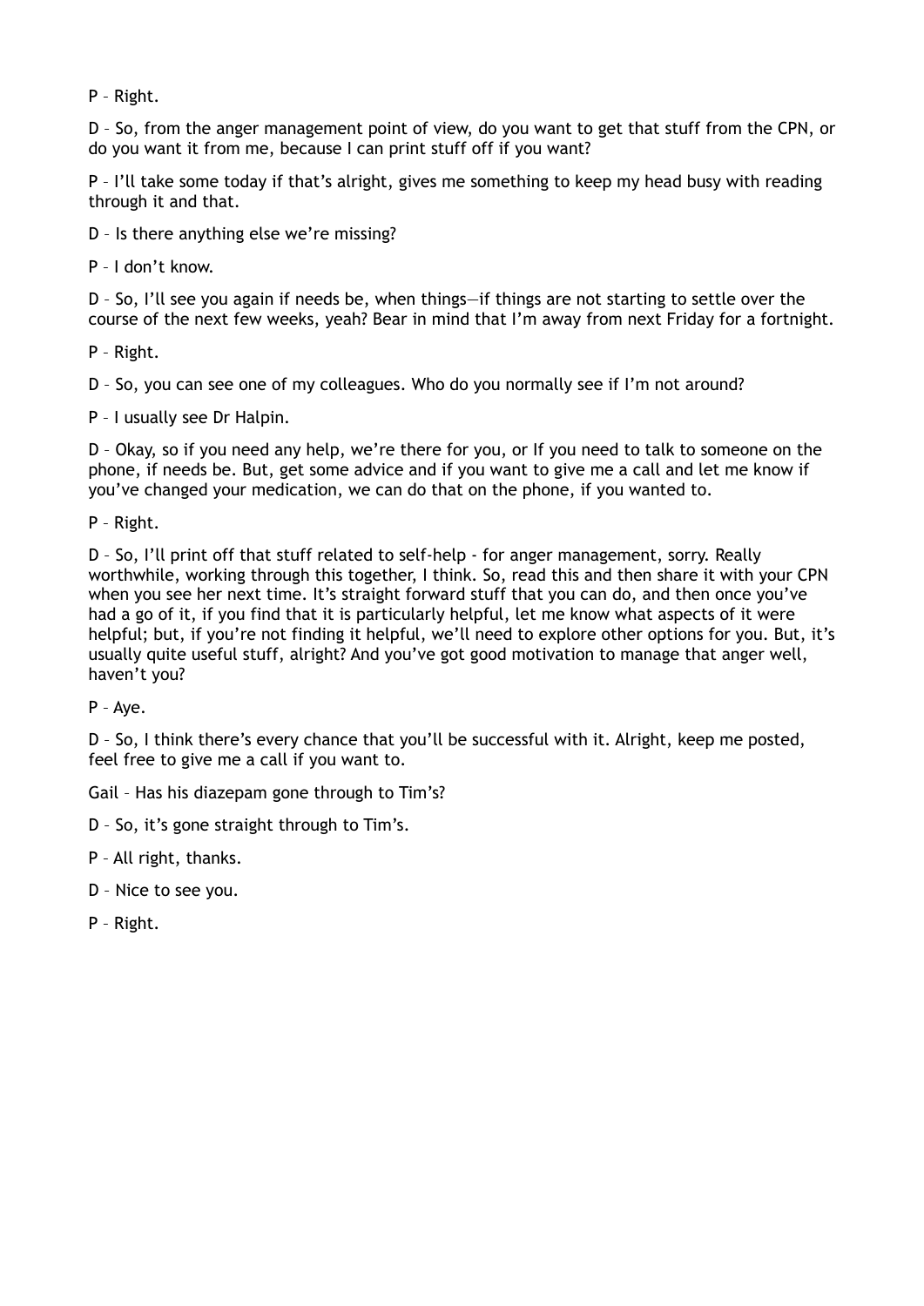P – Right.

D – So, from the anger management point of view, do you want to get that stuff from the CPN, or do you want it from me, because I can print stuff off if you want?

P – I'll take some today if that's alright, gives me something to keep my head busy with reading through it and that.

D – Is there anything else we're missing?

P – I don't know.

D – So, I'll see you again if needs be, when things—if things are not starting to settle over the course of the next few weeks, yeah? Bear in mind that I'm away from next Friday for a fortnight.

P – Right.

D – So, you can see one of my colleagues. Who do you normally see if I'm not around?

P – I usually see Dr Halpin.

D – Okay, so if you need any help, we're there for you, or If you need to talk to someone on the phone, if needs be. But, get some advice and if you want to give me a call and let me know if you've changed your medication, we can do that on the phone, if you wanted to.

P – Right.

D – So, I'll print off that stuff related to self-help - for anger management, sorry. Really worthwhile, working through this together, I think. So, read this and then share it with your CPN when you see her next time. It's straight forward stuff that you can do, and then once you've had a go of it, if you find that it is particularly helpful, let me know what aspects of it were helpful; but, if you're not finding it helpful, we'll need to explore other options for you. But, it's usually quite useful stuff, alright? And you've got good motivation to manage that anger well, haven't you?

P – Aye.

D – So, I think there's every chance that you'll be successful with it. Alright, keep me posted, feel free to give me a call if you want to.

Gail – Has his diazepam gone through to Tim's?

D – So, it's gone straight through to Tim's.

P – All right, thanks.

D – Nice to see you.

P – Right.